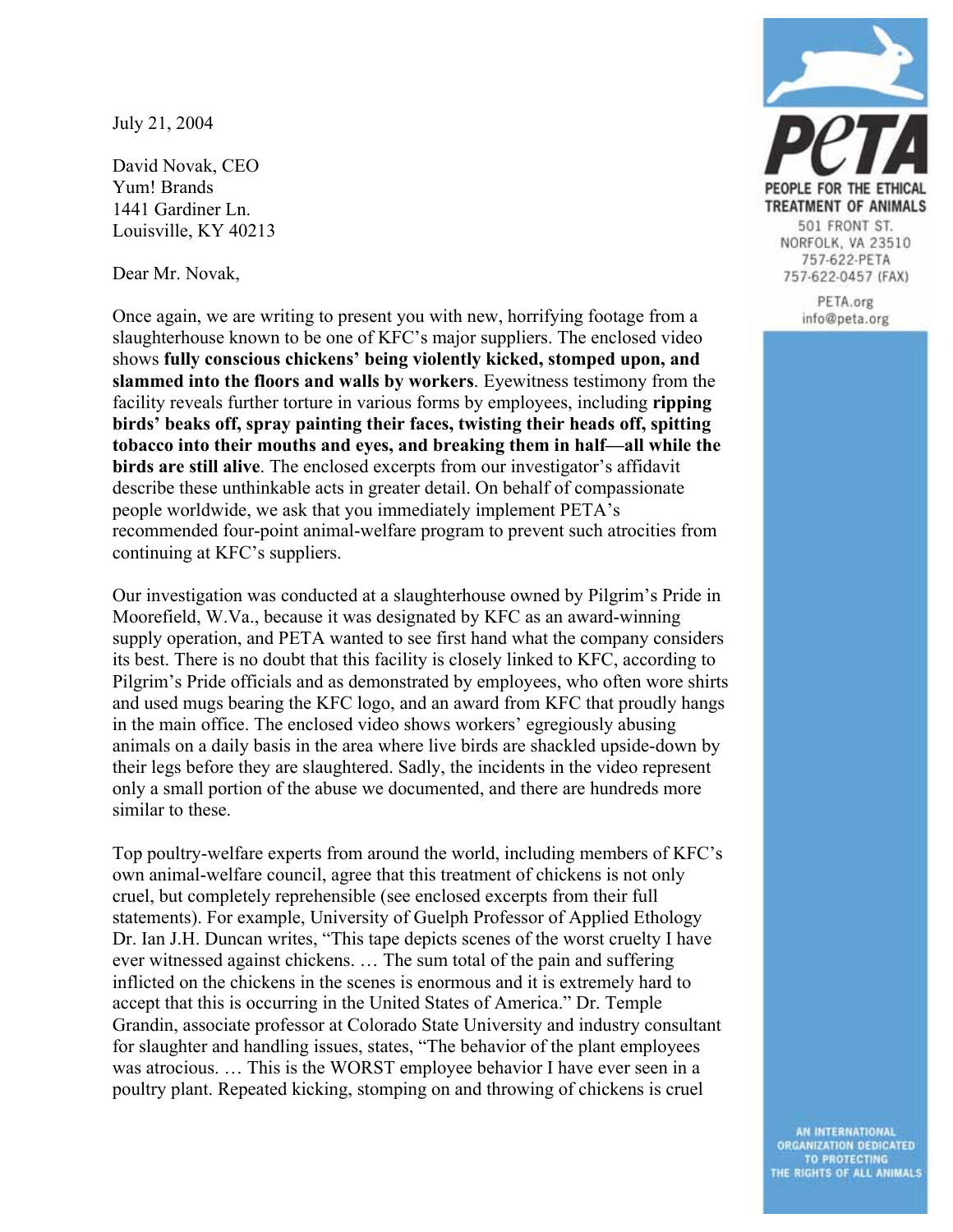July 21, 2004

David Novak, CEO
Yum! Brands
1441 Gardiner Ln.
Louisville, KY 40213

Dear Mr. Novak,

Once again, we are writing to present you with new, horrifying footage from a slaughterhouse known to be one of KFC's major suppliers. The enclosed video shows **fully conscious chickens' being violently kicked, stomped upon, and slammed into the floors and walls by workers**. Eyewitness testimony from the facility reveals further torture in various forms by employees, including **ripping birds' beaks off, spray painting their faces, twisting their heads off, spitting tobacco into their mouths and eyes, and breaking them in half—all while the birds are still alive**. The enclosed excerpts from our investigator's affidavit describe these unthinkable acts in greater detail. On behalf of compassionate people worldwide, we ask that you immediately implement PETA's recommended four-point animal-welfare program to prevent such atrocities from continuing at KFC's suppliers.

Our investigation was conducted at a slaughterhouse owned by Pilgrim's Pride in Moorefield, W.Va., because it was designated by KFC as an award-winning supply operation, and PETA wanted to see first hand what the company considers its best. There is no doubt that this facility is closely linked to KFC, according to Pilgrim's Pride officials and as demonstrated by employees, who often wore shirts and used mugs bearing the KFC logo, and an award from KFC that proudly hangs in the main office. The enclosed video shows workers' egregiously abusing animals on a daily basis in the area where live birds are shackled upside-down by their legs before they are slaughtered. Sadly, the incidents in the video represent only a small portion of the abuse we documented, and there are hundreds more similar to these.

Top poultry-welfare experts from around the world, including members of KFC's own animal-welfare council, agree that this treatment of chickens is not only cruel, but completely reprehensible (see enclosed excerpts from their full statements). For example, University of Guelph Professor of Applied Ethology Dr. Ian J.H. Duncan writes, "This tape depicts scenes of the worst cruelty I have ever witnessed against chickens. … The sum total of the pain and suffering inflicted on the chickens in the scenes is enormous and it is extremely hard to accept that this is occurring in the United States of America." Dr. Temple Grandin, associate professor at Colorado State University and industry consultant for slaughter and handling issues, states, "The behavior of the plant employees was atrocious. … This is the WORST employee behavior I have ever seen in a poultry plant. Repeated kicking, stomping on and throwing of chickens is cruel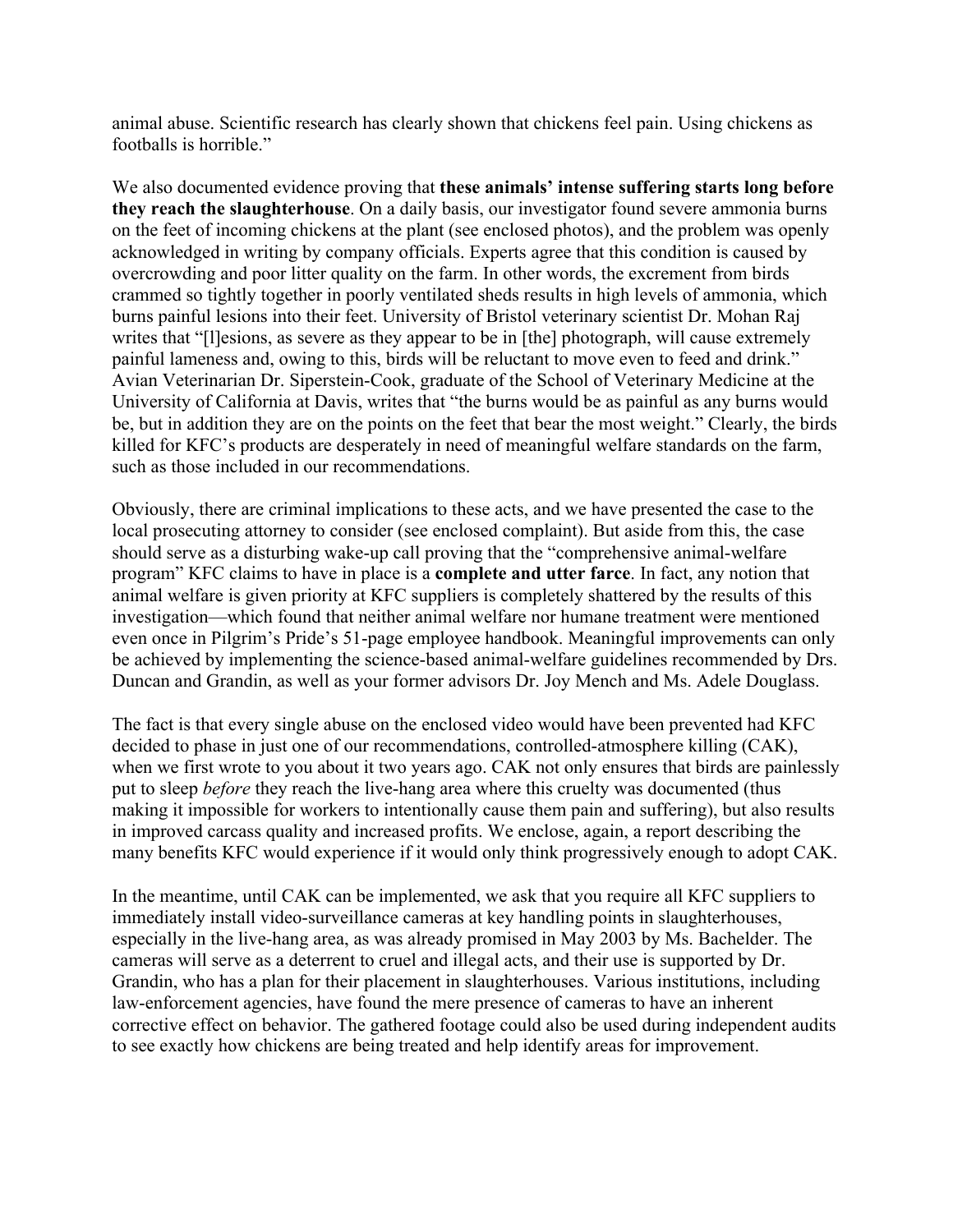animal abuse. Scientific research has clearly shown that chickens feel pain. Using chickens as footballs is horrible."

We also documented evidence proving that **these animals' intense suffering starts long before they reach the slaughterhouse**. On a daily basis, our investigator found severe ammonia burns on the feet of incoming chickens at the plant (see enclosed photos), and the problem was openly acknowledged in writing by company officials. Experts agree that this condition is caused by overcrowding and poor litter quality on the farm. In other words, the excrement from birds crammed so tightly together in poorly ventilated sheds results in high levels of ammonia, which burns painful lesions into their feet. University of Bristol veterinary scientist Dr. Mohan Raj writes that "[l]esions, as severe as they appear to be in [the] photograph, will cause extremely painful lameness and, owing to this, birds will be reluctant to move even to feed and drink." Avian Veterinarian Dr. Siperstein-Cook, graduate of the School of Veterinary Medicine at the University of California at Davis, writes that "the burns would be as painful as any burns would be, but in addition they are on the points on the feet that bear the most weight." Clearly, the birds killed for KFC's products are desperately in need of meaningful welfare standards on the farm, such as those included in our recommendations.

Obviously, there are criminal implications to these acts, and we have presented the case to the local prosecuting attorney to consider (see enclosed complaint). But aside from this, the case should serve as a disturbing wake-up call proving that the "comprehensive animal-welfare program" KFC claims to have in place is a **complete and utter farce**. In fact, any notion that animal welfare is given priority at KFC suppliers is completely shattered by the results of this investigation—which found that neither animal welfare nor humane treatment were mentioned even once in Pilgrim's Pride's 51-page employee handbook. Meaningful improvements can only be achieved by implementing the science-based animal-welfare guidelines recommended by Drs. Duncan and Grandin, as well as your former advisors Dr. Joy Mench and Ms. Adele Douglass.

The fact is that every single abuse on the enclosed video would have been prevented had KFC decided to phase in just one of our recommendations, controlled-atmosphere killing (CAK), when we first wrote to you about it two years ago. CAK not only ensures that birds are painlessly put to sleep *before* they reach the live-hang area where this cruelty was documented (thus making it impossible for workers to intentionally cause them pain and suffering), but also results in improved carcass quality and increased profits. We enclose, again, a report describing the many benefits KFC would experience if it would only think progressively enough to adopt CAK.

In the meantime, until CAK can be implemented, we ask that you require all KFC suppliers to immediately install video-surveillance cameras at key handling points in slaughterhouses, especially in the live-hang area, as was already promised in May 2003 by Ms. Bachelder. The cameras will serve as a deterrent to cruel and illegal acts, and their use is supported by Dr. Grandin, who has a plan for their placement in slaughterhouses. Various institutions, including law-enforcement agencies, have found the mere presence of cameras to have an inherent corrective effect on behavior. The gathered footage could also be used during independent audits to see exactly how chickens are being treated and help identify areas for improvement.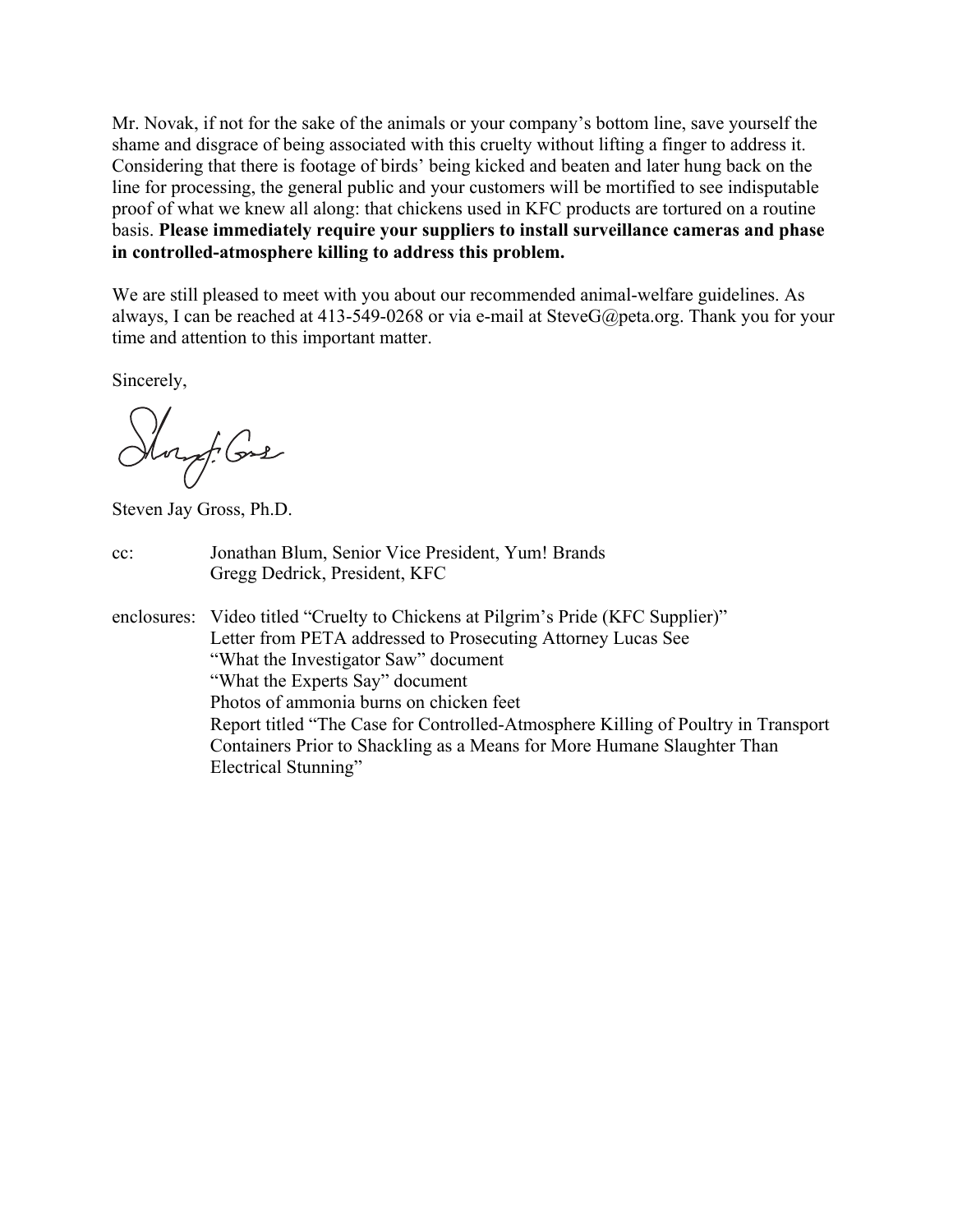Mr. Novak, if not for the sake of the animals or your company's bottom line, save yourself the shame and disgrace of being associated with this cruelty without lifting a finger to address it. Considering that there is footage of birds' being kicked and beaten and later hung back on the line for processing, the general public and your customers will be mortified to see indisputable proof of what we knew all along: that chickens used in KFC products are tortured on a routine basis. **Please immediately require your suppliers to install surveillance cameras and phase in controlled-atmosphere killing to address this problem.**

We are still pleased to meet with you about our recommended animal-welfare guidelines. As always, I can be reached at 413-549-0268 or via e-mail at SteveG@peta.org. Thank you for your time and attention to this important matter.

Sincerely,

Steven Jay Gross, Ph.D.

cc: Jonathan Blum, Senior Vice President, Yum! Brands
Gregg Dedrick, President, KFC

enclosures: Video titled "Cruelty to Chickens at Pilgrim's Pride (KFC Supplier)"
Letter from PETA addressed to Prosecuting Attorney Lucas See
"What the Investigator Saw" document
"What the Experts Say" document
Photos of ammonia burns on chicken feet
Report titled "The Case for Controlled-Atmosphere Killing of Poultry in Transport Containers Prior to Shackling as a Means for More Humane Slaughter Than Electrical Stunning"